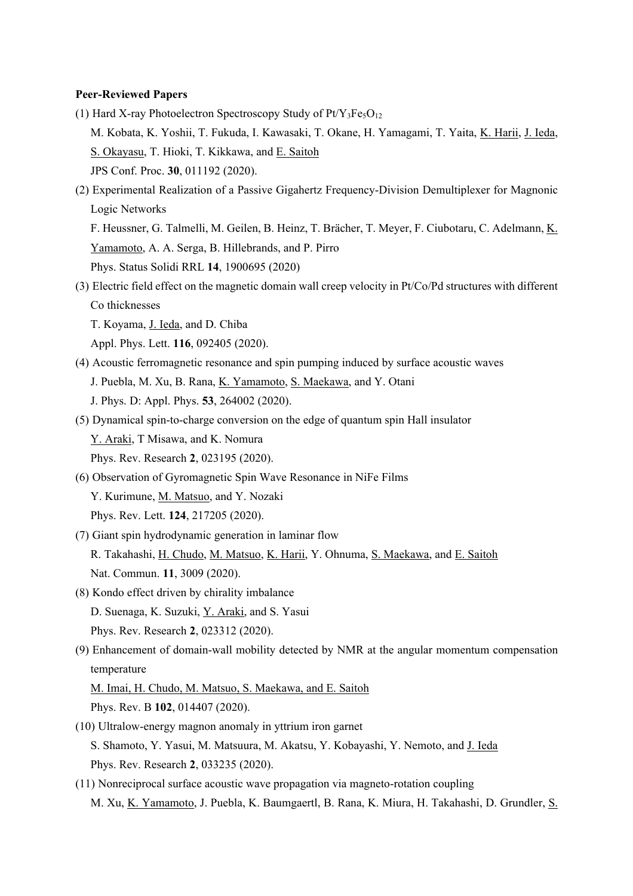**Peer-Reviewed Papers**

(1) Hard X-ray Photoelectron Spectroscopy Study of $Pt/Y_3Fe_5O_{12}$
M. Kobata, K. Yoshii, T. Fukuda, I. Kawasaki, T. Okane, H. Yamagami, T. Yaita, K. Harii, J. Ieda, S. Okayasu, T. Hioki, T. Kikkawa, and E. Saitoh
JPS Conf. Proc. **30**, 011192 (2020).

(2) Experimental Realization of a Passive Gigahertz Frequency-Division Demultiplexer for Magnonic Logic Networks
F. Heussner, G. Talmelli, M. Geilen, B. Heinz, T. Brächer, T. Meyer, F. Ciubotaru, C. Adelmann, K. Yamamoto, A. A. Serga, B. Hillebrands, and P. Pirro
Phys. Status Solidi RRL **14**, 1900695 (2020)

(3) Electric field effect on the magnetic domain wall creep velocity in Pt/Co/Pd structures with different Co thicknesses
T. Koyama, J. Ieda, and D. Chiba
Appl. Phys. Lett. **116**, 092405 (2020).

(4) Acoustic ferromagnetic resonance and spin pumping induced by surface acoustic waves
J. Puebla, M. Xu, B. Rana, K. Yamamoto, S. Maekawa, and Y. Otani
J. Phys. D: Appl. Phys. **53**, 264002 (2020).

(5) Dynamical spin-to-charge conversion on the edge of quantum spin Hall insulator
Y. Araki, T Misawa, and K. Nomura
Phys. Rev. Research **2**, 023195 (2020).

(6) Observation of Gyromagnetic Spin Wave Resonance in NiFe Films
Y. Kurimune, M. Matsuo, and Y. Nozaki
Phys. Rev. Lett. **124**, 217205 (2020).

(7) Giant spin hydrodynamic generation in laminar flow
R. Takahashi, H. Chudo, M. Matsuo, K. Harii, Y. Ohnuma, S. Maekawa, and E. Saitoh
Nat. Commun. **11**, 3009 (2020).

(8) Kondo effect driven by chirality imbalance
D. Suenaga, K. Suzuki, Y. Araki, and S. Yasui
Phys. Rev. Research **2**, 023312 (2020).

(9) Enhancement of domain-wall mobility detected by NMR at the angular momentum compensation temperature
M. Imai, H. Chudo, M. Matsuo, S. Maekawa, and E. Saitoh
Phys. Rev. B **102**, 014407 (2020).

(10) Ultralow-energy magnon anomaly in yttrium iron garnet
S. Shamoto, Y. Yasui, M. Matsuura, M. Akatsu, Y. Kobayashi, Y. Nemoto, and J. Ieda
Phys. Rev. Research **2**, 033235 (2020).

(11) Nonreciprocal surface acoustic wave propagation via magneto-rotation coupling
M. Xu, K. Yamamoto, J. Puebla, K. Baumgaertl, B. Rana, K. Miura, H. Takahashi, D. Grundler, S.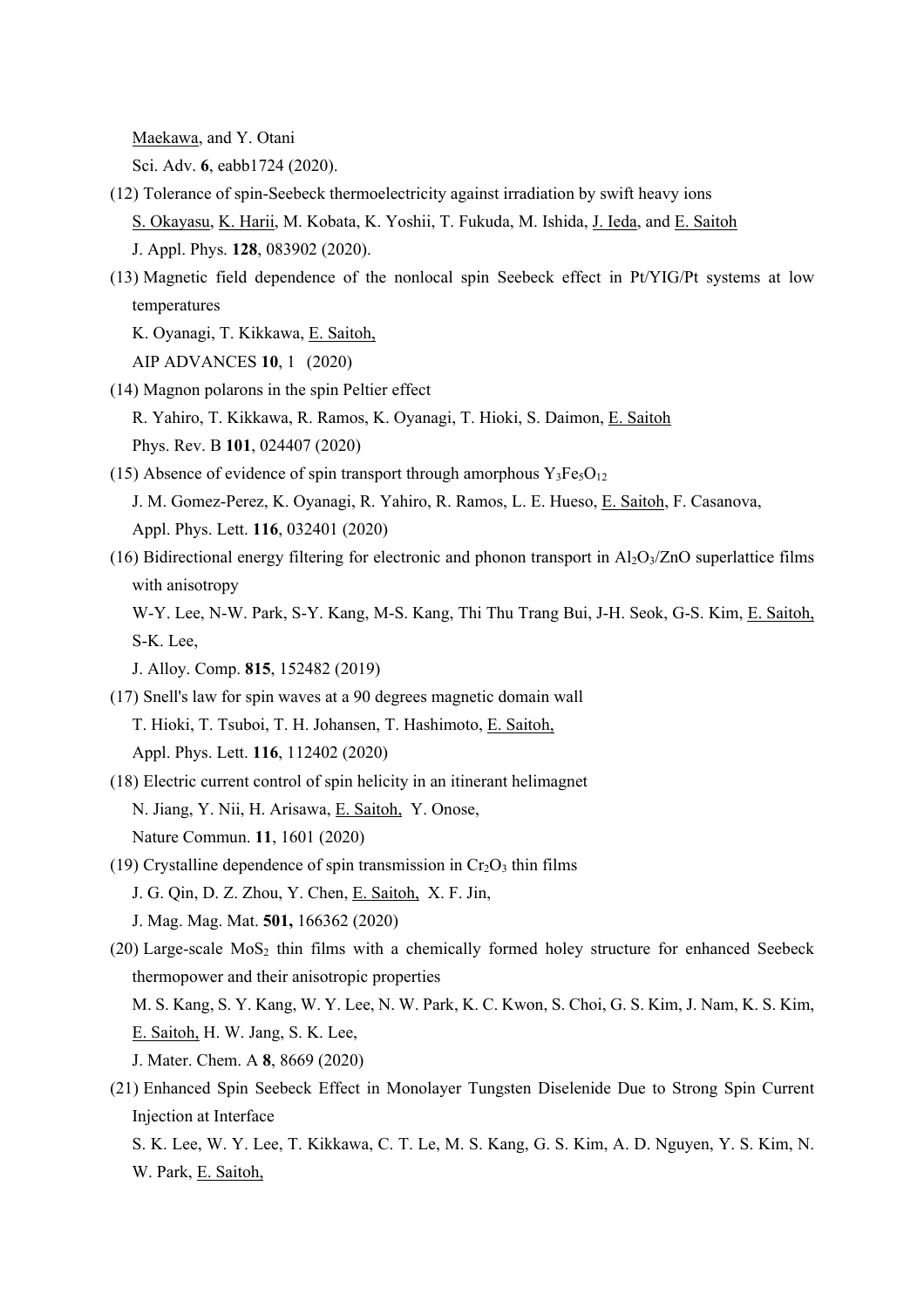Maekawa, and Y. Otani

Sci. Adv. **6**, eabb1724 (2020).

(12) Tolerance of spin-Seebeck thermoelectricity against irradiation by swift heavy ions
S. Okayasu, K. Harii, M. Kobata, K. Yoshii, T. Fukuda, M. Ishida, J. Ieda, and E. Saitoh
J. Appl. Phys. **128**, 083902 (2020).

(13) Magnetic field dependence of the nonlocal spin Seebeck effect in Pt/YIG/Pt systems at low temperatures
K. Oyanagi, T. Kikkawa, E. Saitoh,
AIP ADVANCES **10**, 1 (2020)

(14) Magnon polarons in the spin Peltier effect
R. Yahiro, T. Kikkawa, R. Ramos, K. Oyanagi, T. Hioki, S. Daimon, E. Saitoh
Phys. Rev. B **101**, 024407 (2020)

(15) Absence of evidence of spin transport through amorphous $Y_3Fe_5O_{12}$
J. M. Gomez-Perez, K. Oyanagi, R. Yahiro, R. Ramos, L. E. Hueso, E. Saitoh, F. Casanova,
Appl. Phys. Lett. **116**, 032401 (2020)

(16) Bidirectional energy filtering for electronic and phonon transport in $Al_2O_3$/ZnO superlattice films with anisotropy
W-Y. Lee, N-W. Park, S-Y. Kang, M-S. Kang, Thi Thu Trang Bui, J-H. Seok, G-S. Kim, E. Saitoh, S-K. Lee,
J. Alloy. Comp. **815**, 152482 (2019)

(17) Snell's law for spin waves at a 90 degrees magnetic domain wall
T. Hioki, T. Tsuboi, T. H. Johansen, T. Hashimoto, E. Saitoh,
Appl. Phys. Lett. **116**, 112402 (2020)

(18) Electric current control of spin helicity in an itinerant helimagnet
N. Jiang, Y. Nii, H. Arisawa, E. Saitoh, Y. Onose,
Nature Commun. **11**, 1601 (2020)

(19) Crystalline dependence of spin transmission in $Cr_2O_3$ thin films
J. G. Qin, D. Z. Zhou, Y. Chen, E. Saitoh, X. F. Jin,
J. Mag. Mag. Mat. **501,** 166362 (2020)

(20) Large-scale $MoS_2$ thin films with a chemically formed holey structure for enhanced Seebeck thermopower and their anisotropic properties
M. S. Kang, S. Y. Kang, W. Y. Lee, N. W. Park, K. C. Kwon, S. Choi, G. S. Kim, J. Nam, K. S. Kim, E. Saitoh, H. W. Jang, S. K. Lee,
J. Mater. Chem. A **8**, 8669 (2020)

(21) Enhanced Spin Seebeck Effect in Monolayer Tungsten Diselenide Due to Strong Spin Current Injection at Interface
S. K. Lee, W. Y. Lee, T. Kikkawa, C. T. Le, M. S. Kang, G. S. Kim, A. D. Nguyen, Y. S. Kim, N. W. Park, E. Saitoh,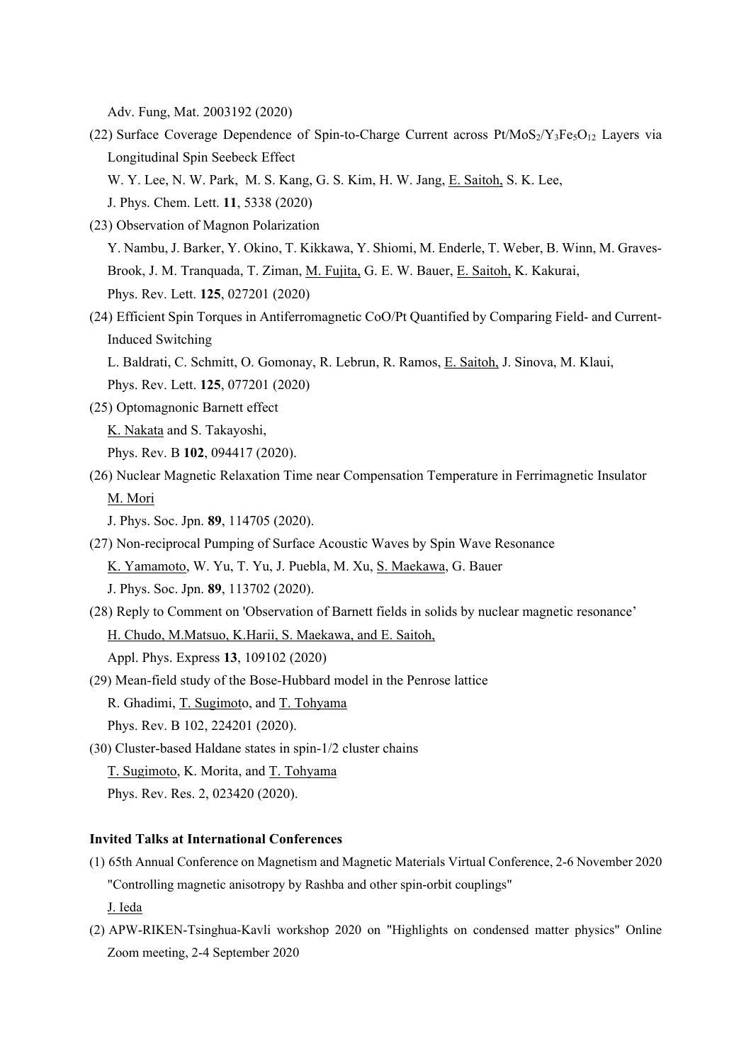Adv. Fung, Mat. 2003192 (2020)

(22) Surface Coverage Dependence of Spin-to-Charge Current across Pt/$MoS_2$/$Y_3Fe_5O_{12}$ Layers via Longitudinal Spin Seebeck Effect
W. Y. Lee, N. W. Park, M. S. Kang, G. S. Kim, H. W. Jang, E. Saitoh, S. K. Lee,
J. Phys. Chem. Lett. **11**, 5338 (2020)

(23) Observation of Magnon Polarization
Y. Nambu, J. Barker, Y. Okino, T. Kikkawa, Y. Shiomi, M. Enderle, T. Weber, B. Winn, M. Graves-Brook, J. M. Tranquada, T. Ziman, M. Fujita, G. E. W. Bauer, E. Saitoh, K. Kakurai,
Phys. Rev. Lett. **125**, 027201 (2020)

(24) Efficient Spin Torques in Antiferromagnetic CoO/Pt Quantified by Comparing Field- and Current-Induced Switching
L. Baldrati, C. Schmitt, O. Gomonay, R. Lebrun, R. Ramos, E. Saitoh, J. Sinova, M. Klaui,
Phys. Rev. Lett. **125**, 077201 (2020)

(25) Optomagnonic Barnett effect
K. Nakata and S. Takayoshi,
Phys. Rev. B **102**, 094417 (2020).

(26) Nuclear Magnetic Relaxation Time near Compensation Temperature in Ferrimagnetic Insulator
M. Mori
J. Phys. Soc. Jpn. **89**, 114705 (2020).

(27) Non-reciprocal Pumping of Surface Acoustic Waves by Spin Wave Resonance
K. Yamamoto, W. Yu, T. Yu, J. Puebla, M. Xu, S. Maekawa, G. Bauer
J. Phys. Soc. Jpn. **89**, 113702 (2020).

(28) Reply to Comment on 'Observation of Barnett fields in solids by nuclear magnetic resonance'
H. Chudo, M.Matsuo, K.Harii, S. Maekawa, and E. Saitoh,
Appl. Phys. Express **13**, 109102 (2020)

(29) Mean-field study of the Bose-Hubbard model in the Penrose lattice
R. Ghadimi, T. Sugimoto, and T. Tohyama
Phys. Rev. B 102, 224201 (2020).

(30) Cluster-based Haldane states in spin-1/2 cluster chains
T. Sugimoto, K. Morita, and T. Tohyama
Phys. Rev. Res. 2, 023420 (2020).

**Invited Talks at International Conferences**

(1) 65th Annual Conference on Magnetism and Magnetic Materials Virtual Conference, 2-6 November 2020
"Controlling magnetic anisotropy by Rashba and other spin-orbit couplings"
J. Ieda

(2) APW-RIKEN-Tsinghua-Kavli workshop 2020 on "Highlights on condensed matter physics" Online Zoom meeting, 2-4 September 2020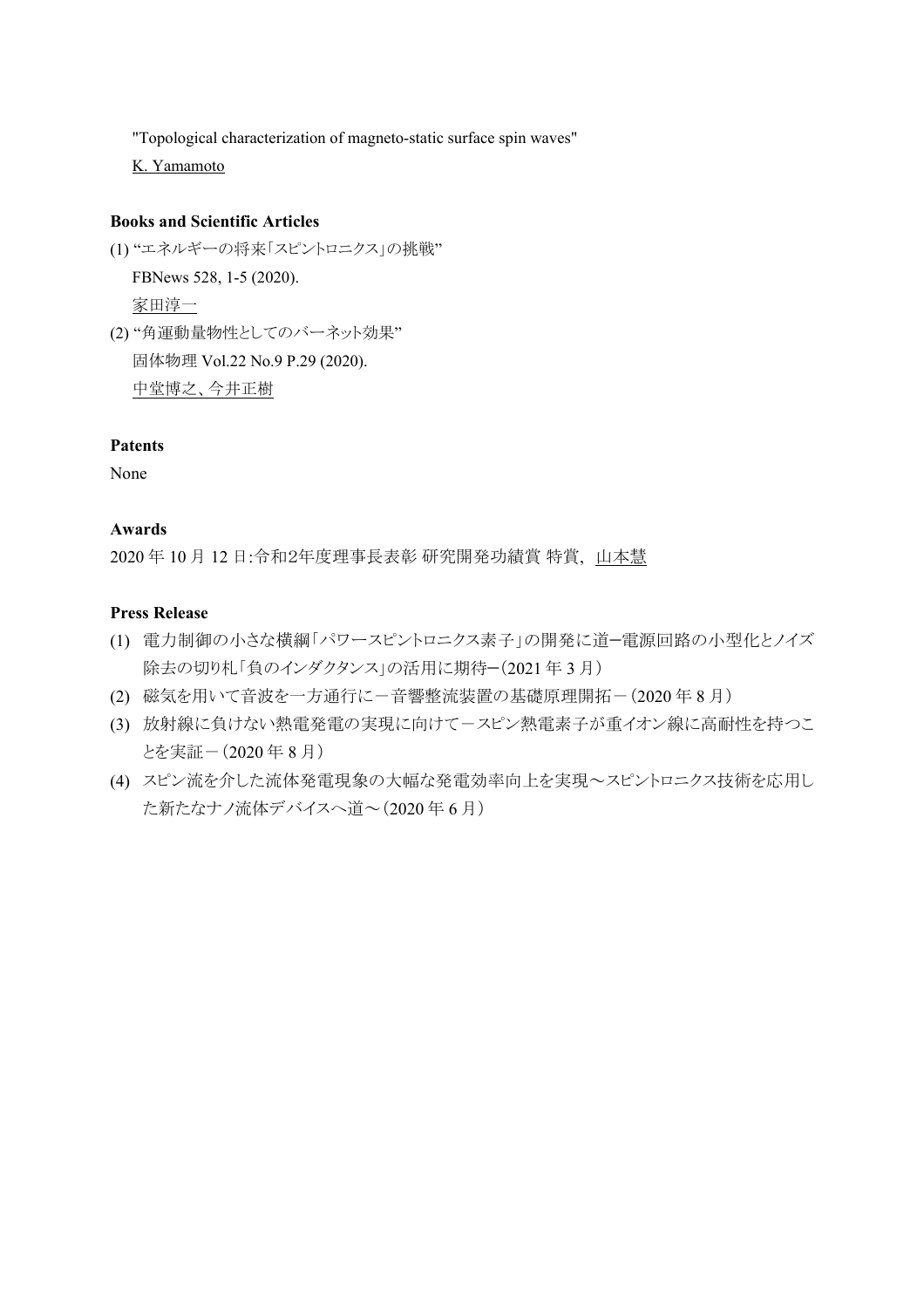"Topological characterization of magneto-static surface spin waves"

K. Yamamoto

**Books and Scientific Articles**

(1) "エネルギーの将来「スピントロニクス」の挑戦"
FBNews 528, 1-5 (2020).
家田淳一

(2) "角運動量物性としてのバーネット効果"
固体物理 Vol.22 No.9 P.29 (2020).
中堂博之、今井正樹

**Patents**

None

**Awards**

2020 年 10 月 12 日:令和2年度理事長表彰 研究開発功績賞 特賞，山本慧

**Press Release**

(1) 電力制御の小さな横綱「パワースピントロニクス素子」の開発に道ー電源回路の小型化とノイズ除去の切り札「負のインダクタンス」の活用に期待ー(2021 年 3 月)
(2) 磁気を用いて音波を一方通行に－音響整流装置の基礎原理開拓－(2020 年 8 月)
(3) 放射線に負けない熱電発電の実現に向けて－スピン熱電素子が重イオン線に高耐性を持つことを実証－(2020 年 8 月)
(4) スピン流を介した流体発電現象の大幅な発電効率向上を実現～スピントロニクス技術を応用した新たなナノ流体デバイスへ道～(2020 年 6 月)